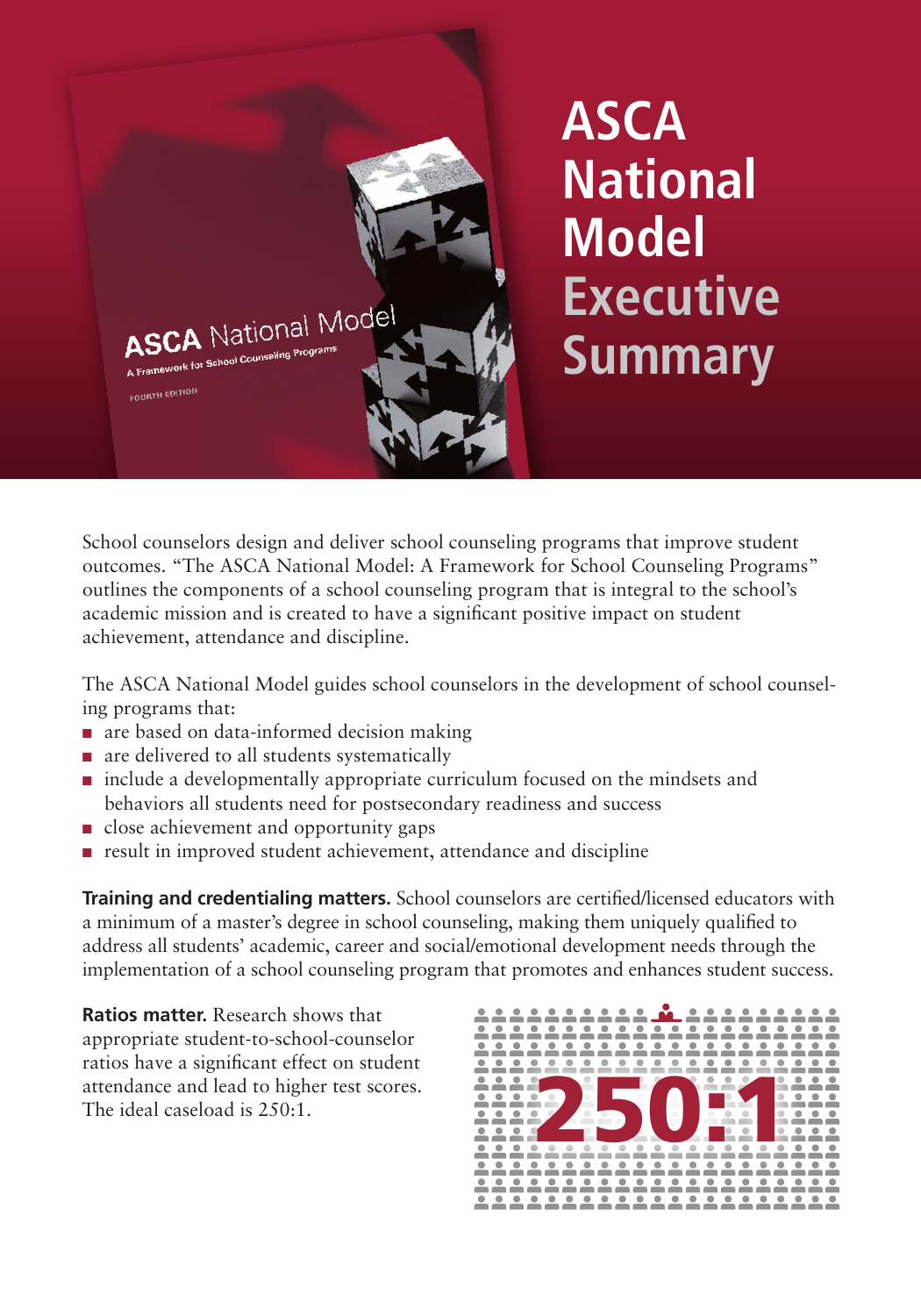# ASCA National Model Executive Summary

School counselors design and deliver school counseling programs that improve student outcomes. "The ASCA National Model: A Framework for School Counseling Programs" outlines the components of a school counseling program that is integral to the school's academic mission and is created to have a significant positive impact on student achievement, attendance and discipline.

The ASCA National Model guides school counselors in the development of school counseling programs that:

- are based on data-informed decision making
- are delivered to all students systematically
- include a developmentally appropriate curriculum focused on the mindsets and behaviors all students need for postsecondary readiness and success
- close achievement and opportunity gaps
- result in improved student achievement, attendance and discipline

**Training and credentialing matters.** School counselors are certified/licensed educators with a minimum of a master's degree in school counseling, making them uniquely qualified to address all students' academic, career and social/emotional development needs through the implementation of a school counseling program that promotes and enhances student success.

**Ratios matter.** Research shows that appropriate student-to-school-counselor ratios have a significant effect on student attendance and lead to higher test scores. The ideal caseload is 250:1.

250:1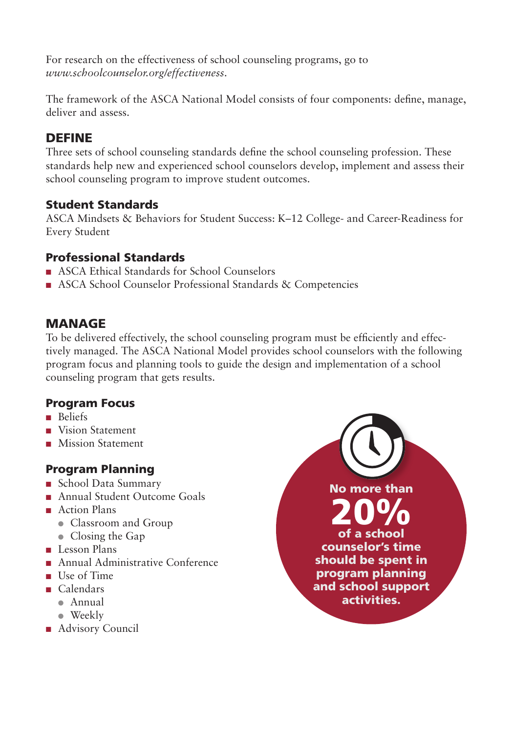For research on the effectiveness of school counseling programs, go to *www.schoolcounselor.org/effectiveness*.

The framework of the ASCA National Model consists of four components: define, manage, deliver and assess.

## DEFINE

Three sets of school counseling standards define the school counseling profession. These standards help new and experienced school counselors develop, implement and assess their school counseling program to improve student outcomes.

### Student Standards

ASCA Mindsets & Behaviors for Student Success: K–12 College- and Career-Readiness for Every Student

### Professional Standards

- ASCA Ethical Standards for School Counselors
- ASCA School Counselor Professional Standards & Competencies

## MANAGE

To be delivered effectively, the school counseling program must be efficiently and effectively managed. The ASCA National Model provides school counselors with the following program focus and planning tools to guide the design and implementation of a school counseling program that gets results.

### Program Focus

- Beliefs
- Vision Statement
- Mission Statement

### Program Planning

- School Data Summary
- Annual Student Outcome Goals
- Action Plans
  - Classroom and Group
  - Closing the Gap
- Lesson Plans
- Annual Administrative Conference
- Use of Time
- Calendars
  - Annual
  - Weekly
- Advisory Council

**No more than 20% of a school counselor's time should be spent in program planning and school support activities.**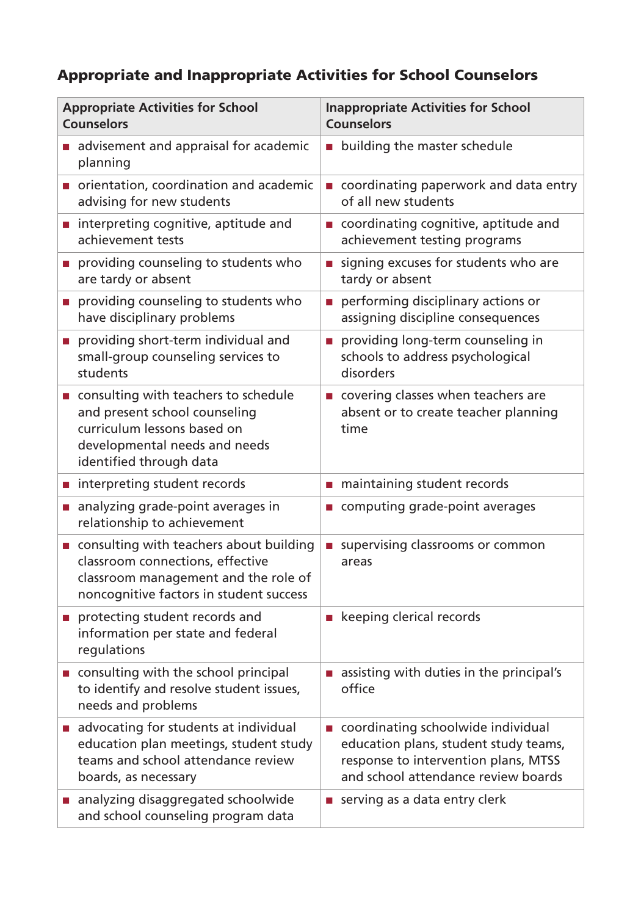## Appropriate and Inappropriate Activities for School Counselors

| Appropriate Activities for School Counselors | Inappropriate Activities for School Counselors |
|---|---|
| advisement and appraisal for academic planning | building the master schedule |
| orientation, coordination and academic advising for new students | coordinating paperwork and data entry of all new students |
| interpreting cognitive, aptitude and achievement tests | coordinating cognitive, aptitude and achievement testing programs |
| providing counseling to students who are tardy or absent | signing excuses for students who are tardy or absent |
| providing counseling to students who have disciplinary problems | performing disciplinary actions or assigning discipline consequences |
| providing short-term individual and small-group counseling services to students | providing long-term counseling in schools to address psychological disorders |
| consulting with teachers to schedule and present school counseling curriculum lessons based on developmental needs and needs identified through data | covering classes when teachers are absent or to create teacher planning time |
| interpreting student records | maintaining student records |
| analyzing grade-point averages in relationship to achievement | computing grade-point averages |
| consulting with teachers about building classroom connections, effective classroom management and the role of noncognitive factors in student success | supervising classrooms or common areas |
| protecting student records and information per state and federal regulations | keeping clerical records |
| consulting with the school principal to identify and resolve student issues, needs and problems | assisting with duties in the principal's office |
| advocating for students at individual education plan meetings, student study teams and school attendance review boards, as necessary | coordinating schoolwide individual education plans, student study teams, response to intervention plans, MTSS and school attendance review boards |
| analyzing disaggregated schoolwide and school counseling program data | serving as a data entry clerk |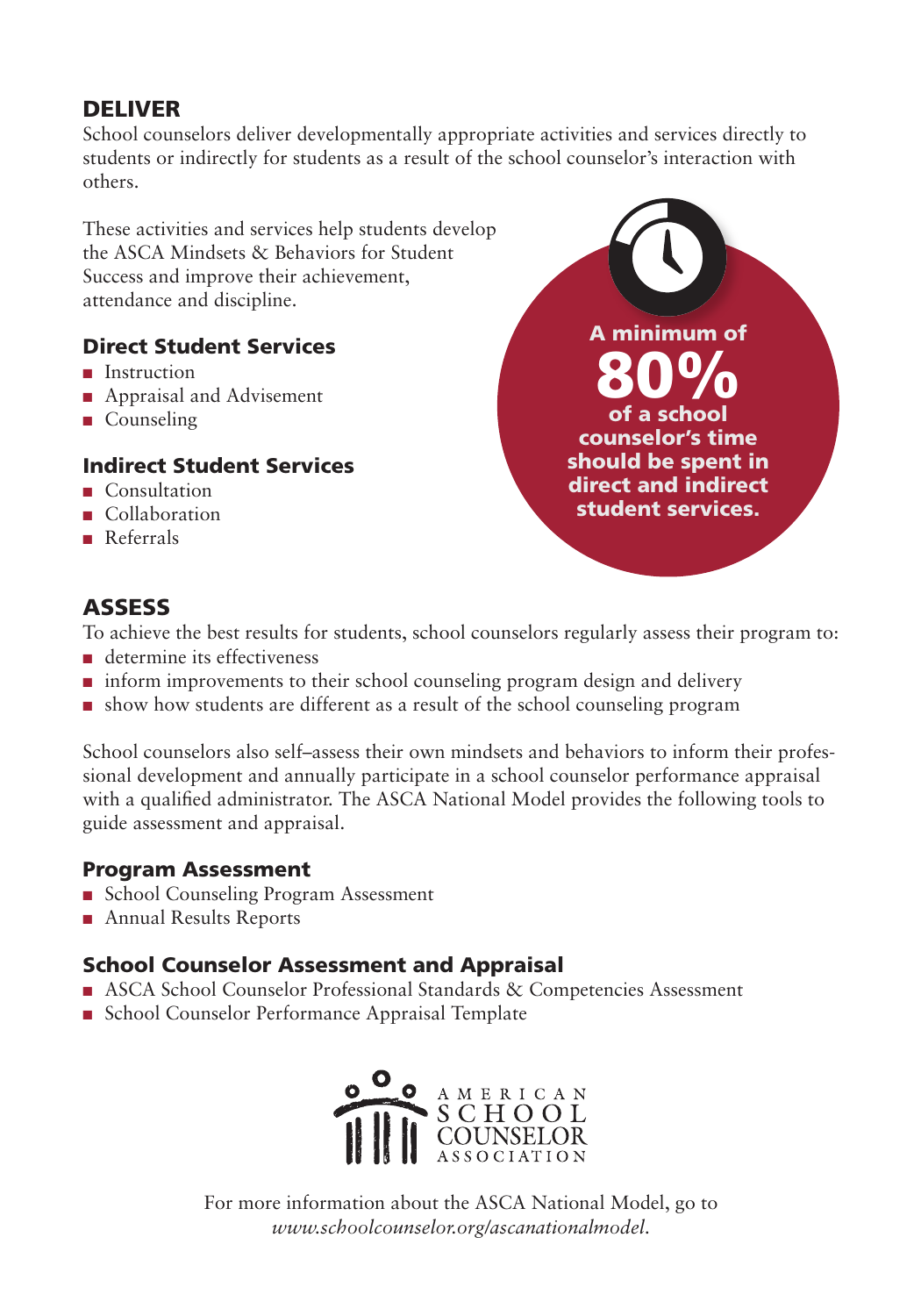## DELIVER

School counselors deliver developmentally appropriate activities and services directly to students or indirectly for students as a result of the school counselor's interaction with others.

These activities and services help students develop the ASCA Mindsets & Behaviors for Student Success and improve their achievement, attendance and discipline.

### Direct Student Services

- Instruction
- Appraisal and Advisement
- Counseling

### Indirect Student Services

- Consultation
- Collaboration
- Referrals

**A minimum of 80% of a school counselor's time should be spent in direct and indirect student services.**

## ASSESS

To achieve the best results for students, school counselors regularly assess their program to:

- determine its effectiveness
- inform improvements to their school counseling program design and delivery
- show how students are different as a result of the school counseling program

School counselors also self–assess their own mindsets and behaviors to inform their professional development and annually participate in a school counselor performance appraisal with a qualified administrator. The ASCA National Model provides the following tools to guide assessment and appraisal.

### Program Assessment

- School Counseling Program Assessment
- Annual Results Reports

### School Counselor Assessment and Appraisal

- ASCA School Counselor Professional Standards & Competencies Assessment
- School Counselor Performance Appraisal Template

AMERICAN SCHOOL COUNSELOR ASSOCIATION

For more information about the ASCA National Model, go to *www.schoolcounselor.org/ascanationalmodel*.